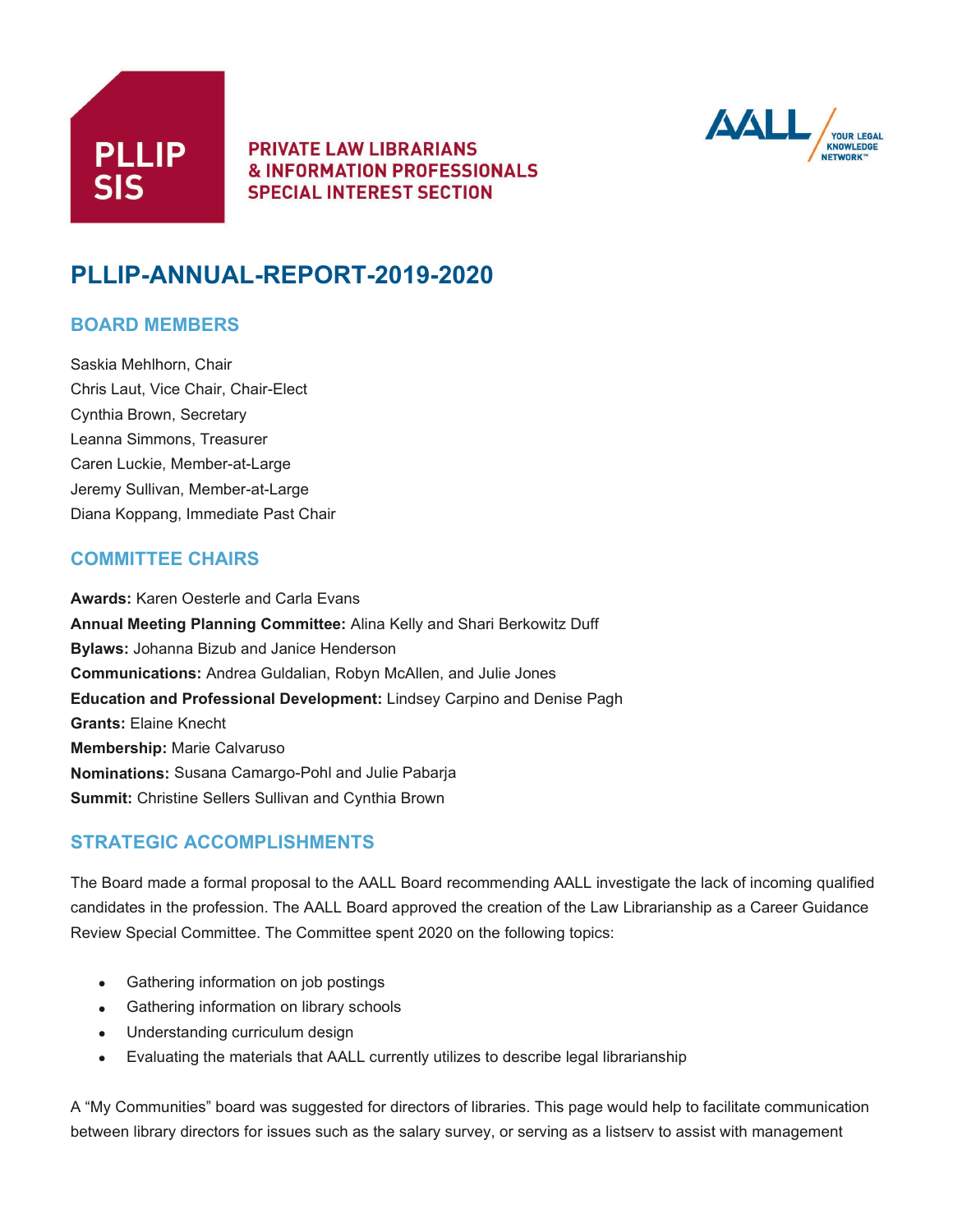**PLLIP SIS**

**PRIVATE LAW LIBRARIANS & INFORMATION PROFESSIONALS SPECIAL INTEREST SECTION**

**AALL** YOUR LEGAL KNOWLEDGE NETWORK™

# PLLIP-ANNUAL-REPORT-2019-2020

## BOARD MEMBERS

Saskia Mehlhorn, Chair
Chris Laut, Vice Chair, Chair-Elect
Cynthia Brown, Secretary
Leanna Simmons, Treasurer
Caren Luckie, Member-at-Large
Jeremy Sullivan, Member-at-Large
Diana Koppang, Immediate Past Chair

## COMMITTEE CHAIRS

**Awards:** Karen Oesterle and Carla Evans
**Annual Meeting Planning Committee:** Alina Kelly and Shari Berkowitz Duff
**Bylaws:** Johanna Bizub and Janice Henderson
**Communications:** Andrea Guldalian, Robyn McAllen, and Julie Jones
**Education and Professional Development:** Lindsey Carpino and Denise Pagh
**Grants:** Elaine Knecht
**Membership:** Marie Calvaruso
**Nominations:** Susana Camargo-Pohl and Julie Pabarja
**Summit:** Christine Sellers Sullivan and Cynthia Brown

## STRATEGIC ACCOMPLISHMENTS

The Board made a formal proposal to the AALL Board recommending AALL investigate the lack of incoming qualified candidates in the profession. The AALL Board approved the creation of the Law Librarianship as a Career Guidance Review Special Committee. The Committee spent 2020 on the following topics:

- Gathering information on job postings
- Gathering information on library schools
- Understanding curriculum design
- Evaluating the materials that AALL currently utilizes to describe legal librarianship

A "My Communities" board was suggested for directors of libraries. This page would help to facilitate communication between library directors for issues such as the salary survey, or serving as a listserv to assist with management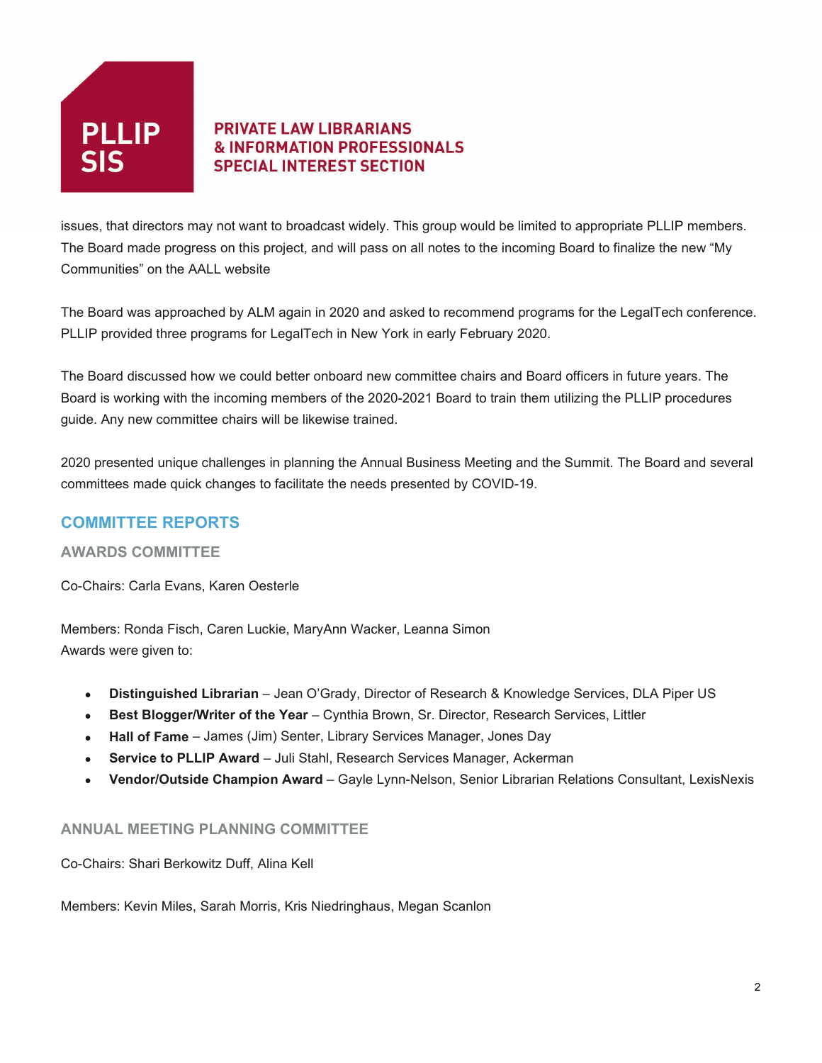issues, that directors may not want to broadcast widely. This group would be limited to appropriate PLLIP members. The Board made progress on this project, and will pass on all notes to the incoming Board to finalize the new "My Communities" on the AALL website

The Board was approached by ALM again in 2020 and asked to recommend programs for the LegalTech conference. PLLIP provided three programs for LegalTech in New York in early February 2020.

The Board discussed how we could better onboard new committee chairs and Board officers in future years. The Board is working with the incoming members of the 2020-2021 Board to train them utilizing the PLLIP procedures guide. Any new committee chairs will be likewise trained.

2020 presented unique challenges in planning the Annual Business Meeting and the Summit. The Board and several committees made quick changes to facilitate the needs presented by COVID-19.

## COMMITTEE REPORTS

### AWARDS COMMITTEE

Co-Chairs: Carla Evans, Karen Oesterle

Members: Ronda Fisch, Caren Luckie, MaryAnn Wacker, Leanna Simon
Awards were given to:

- **Distinguished Librarian** – Jean O'Grady, Director of Research & Knowledge Services, DLA Piper US
- **Best Blogger/Writer of the Year** – Cynthia Brown, Sr. Director, Research Services, Littler
- **Hall of Fame** – James (Jim) Senter, Library Services Manager, Jones Day
- **Service to PLLIP Award** – Juli Stahl, Research Services Manager, Ackerman
- **Vendor/Outside Champion Award** – Gayle Lynn-Nelson, Senior Librarian Relations Consultant, LexisNexis

### ANNUAL MEETING PLANNING COMMITTEE

Co-Chairs: Shari Berkowitz Duff, Alina Kell

Members: Kevin Miles, Sarah Morris, Kris Niedringhaus, Megan Scanlon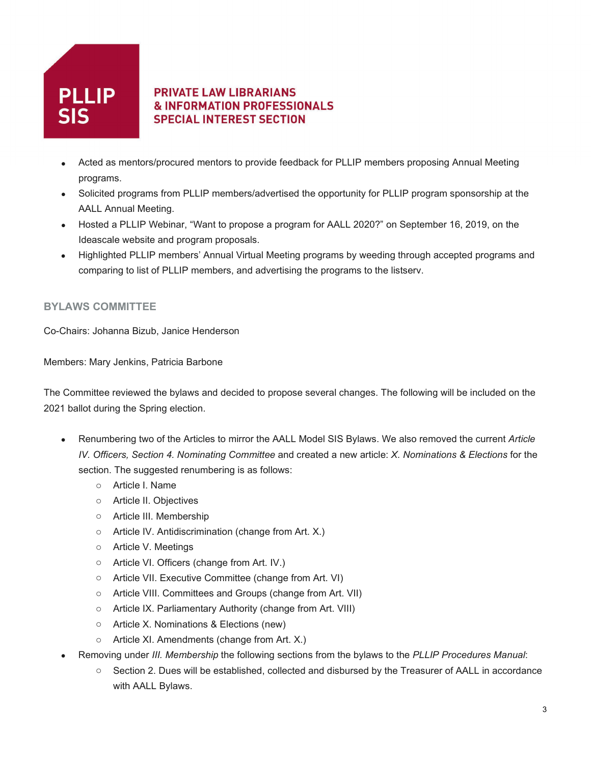- Acted as mentors/procured mentors to provide feedback for PLLIP members proposing Annual Meeting programs.
- Solicited programs from PLLIP members/advertised the opportunity for PLLIP program sponsorship at the AALL Annual Meeting.
- Hosted a PLLIP Webinar, "Want to propose a program for AALL 2020?" on September 16, 2019, on the Ideascale website and program proposals.
- Highlighted PLLIP members' Annual Virtual Meeting programs by weeding through accepted programs and comparing to list of PLLIP members, and advertising the programs to the listserv.

## BYLAWS COMMITTEE

Co-Chairs: Johanna Bizub, Janice Henderson

Members: Mary Jenkins, Patricia Barbone

The Committee reviewed the bylaws and decided to propose several changes. The following will be included on the 2021 ballot during the Spring election.

- Renumbering two of the Articles to mirror the AALL Model SIS Bylaws. We also removed the current *Article IV. Officers, Section 4. Nominating Committee* and created a new article: *X. Nominations & Elections* for the section. The suggested renumbering is as follows:
  - Article I. Name
  - Article II. Objectives
  - Article III. Membership
  - Article IV. Antidiscrimination (change from Art. X.)
  - Article V. Meetings
  - Article VI. Officers (change from Art. IV.)
  - Article VII. Executive Committee (change from Art. VI)
  - Article VIII. Committees and Groups (change from Art. VII)
  - Article IX. Parliamentary Authority (change from Art. VIII)
  - Article X. Nominations & Elections (new)
  - Article XI. Amendments (change from Art. X.)
- Removing under *III. Membership* the following sections from the bylaws to the *PLLIP Procedures Manual*:
  - Section 2. Dues will be established, collected and disbursed by the Treasurer of AALL in accordance with AALL Bylaws.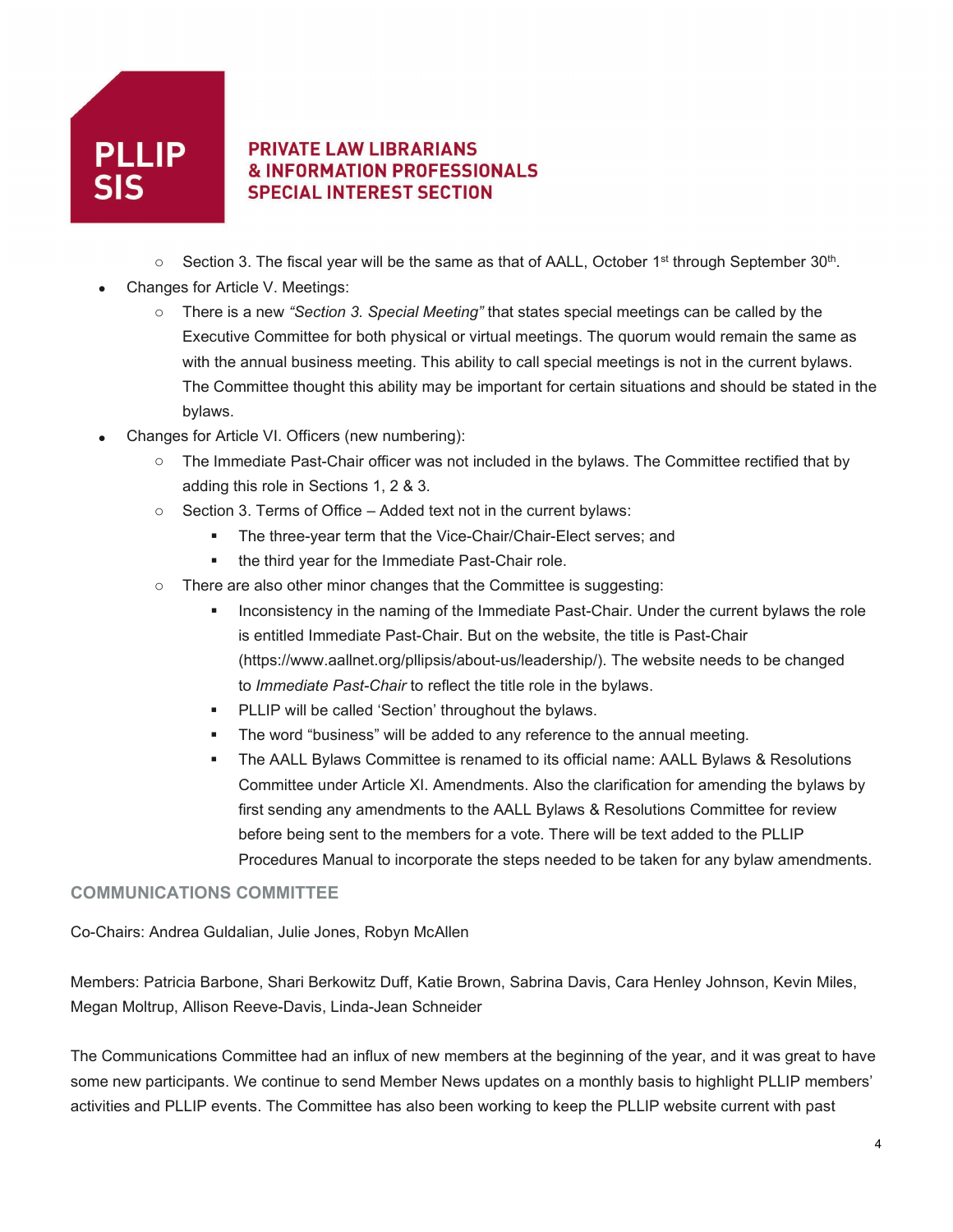- Section 3. The fiscal year will be the same as that of AALL, October 1st through September 30th.

- Changes for Article V. Meetings:
  - There is a new *"Section 3. Special Meeting"* that states special meetings can be called by the Executive Committee for both physical or virtual meetings. The quorum would remain the same as with the annual business meeting. This ability to call special meetings is not in the current bylaws. The Committee thought this ability may be important for certain situations and should be stated in the bylaws.
- Changes for Article VI. Officers (new numbering):
  - The Immediate Past-Chair officer was not included in the bylaws. The Committee rectified that by adding this role in Sections 1, 2 & 3.
  - Section 3. Terms of Office – Added text not in the current bylaws:
    - The three-year term that the Vice-Chair/Chair-Elect serves; and
    - the third year for the Immediate Past-Chair role.
  - There are also other minor changes that the Committee is suggesting:
    - Inconsistency in the naming of the Immediate Past-Chair. Under the current bylaws the role is entitled Immediate Past-Chair. But on the website, the title is Past-Chair (https://www.aallnet.org/pllipsis/about-us/leadership/). The website needs to be changed to *Immediate Past-Chair* to reflect the title role in the bylaws.
    - PLLIP will be called 'Section' throughout the bylaws.
    - The word "business" will be added to any reference to the annual meeting.
    - The AALL Bylaws Committee is renamed to its official name: AALL Bylaws & Resolutions Committee under Article XI. Amendments. Also the clarification for amending the bylaws by first sending any amendments to the AALL Bylaws & Resolutions Committee for review before being sent to the members for a vote. There will be text added to the PLLIP Procedures Manual to incorporate the steps needed to be taken for any bylaw amendments.

## COMMUNICATIONS COMMITTEE

Co-Chairs: Andrea Guldalian, Julie Jones, Robyn McAllen

Members: Patricia Barbone, Shari Berkowitz Duff, Katie Brown, Sabrina Davis, Cara Henley Johnson, Kevin Miles, Megan Moltrup, Allison Reeve-Davis, Linda-Jean Schneider

The Communications Committee had an influx of new members at the beginning of the year, and it was great to have some new participants. We continue to send Member News updates on a monthly basis to highlight PLLIP members' activities and PLLIP events. The Committee has also been working to keep the PLLIP website current with past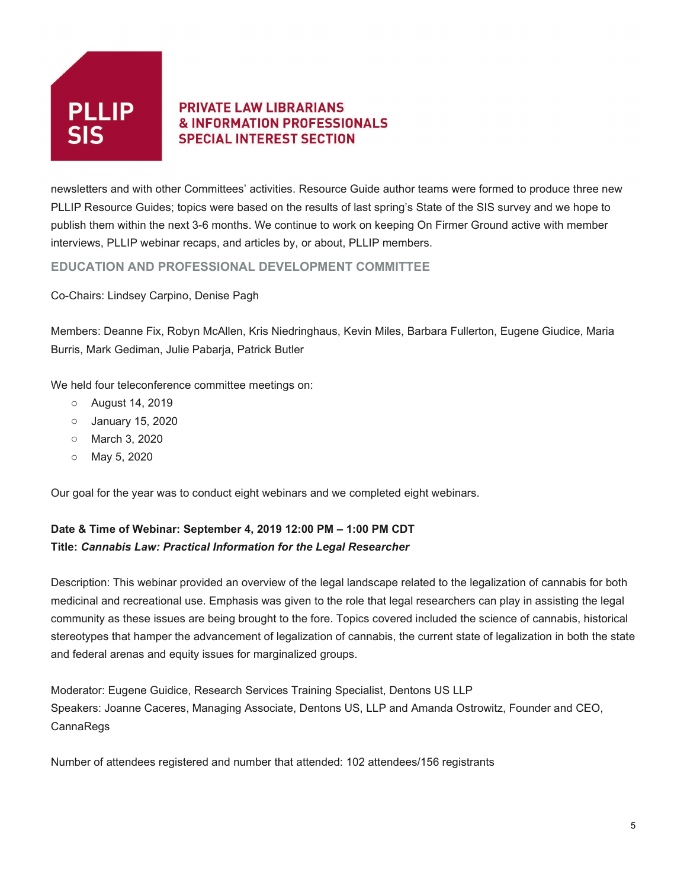newsletters and with other Committees' activities. Resource Guide author teams were formed to produce three new PLLIP Resource Guides; topics were based on the results of last spring's State of the SIS survey and we hope to publish them within the next 3-6 months. We continue to work on keeping On Firmer Ground active with member interviews, PLLIP webinar recaps, and articles by, or about, PLLIP members.

## EDUCATION AND PROFESSIONAL DEVELOPMENT COMMITTEE

Co-Chairs: Lindsey Carpino, Denise Pagh

Members: Deanne Fix, Robyn McAllen, Kris Niedringhaus, Kevin Miles, Barbara Fullerton, Eugene Giudice, Maria Burris, Mark Gediman, Julie Pabarja, Patrick Butler

We held four teleconference committee meetings on:

- August 14, 2019
- January 15, 2020
- March 3, 2020
- May 5, 2020

Our goal for the year was to conduct eight webinars and we completed eight webinars.

**Date & Time of Webinar: September 4, 2019 12:00 PM – 1:00 PM CDT**
**Title: *Cannabis Law: Practical Information for the Legal Researcher***

Description: This webinar provided an overview of the legal landscape related to the legalization of cannabis for both medicinal and recreational use. Emphasis was given to the role that legal researchers can play in assisting the legal community as these issues are being brought to the fore. Topics covered included the science of cannabis, historical stereotypes that hamper the advancement of legalization of cannabis, the current state of legalization in both the state and federal arenas and equity issues for marginalized groups.

Moderator: Eugene Guidice, Research Services Training Specialist, Dentons US LLP
Speakers: Joanne Caceres, Managing Associate, Dentons US, LLP and Amanda Ostrowitz, Founder and CEO, CannaRegs

Number of attendees registered and number that attended: 102 attendees/156 registrants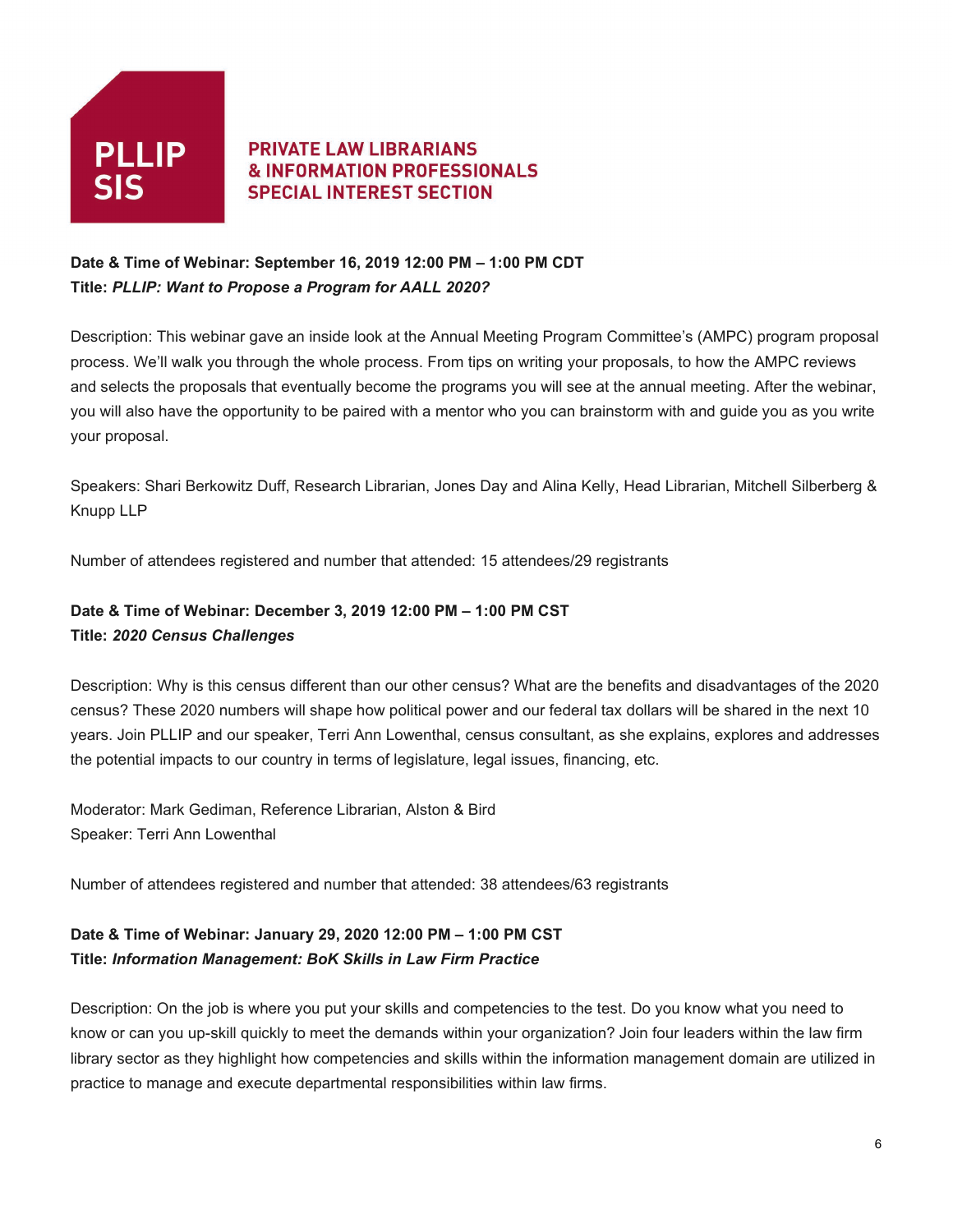**PLLIP SIS** PRIVATE LAW LIBRARIANS & INFORMATION PROFESSIONALS SPECIAL INTEREST SECTION

**Date & Time of Webinar: September 16, 2019 12:00 PM – 1:00 PM CDT**
**Title:** ***PLLIP: Want to Propose a Program for AALL 2020?***

Description: This webinar gave an inside look at the Annual Meeting Program Committee's (AMPC) program proposal process. We'll walk you through the whole process. From tips on writing your proposals, to how the AMPC reviews and selects the proposals that eventually become the programs you will see at the annual meeting. After the webinar, you will also have the opportunity to be paired with a mentor who you can brainstorm with and guide you as you write your proposal.

Speakers: Shari Berkowitz Duff, Research Librarian, Jones Day and Alina Kelly, Head Librarian, Mitchell Silberberg & Knupp LLP

Number of attendees registered and number that attended: 15 attendees/29 registrants

**Date & Time of Webinar: December 3, 2019 12:00 PM – 1:00 PM CST**
**Title:** ***2020 Census Challenges***

Description: Why is this census different than our other census? What are the benefits and disadvantages of the 2020 census? These 2020 numbers will shape how political power and our federal tax dollars will be shared in the next 10 years. Join PLLIP and our speaker, Terri Ann Lowenthal, census consultant, as she explains, explores and addresses the potential impacts to our country in terms of legislature, legal issues, financing, etc.

Moderator: Mark Gediman, Reference Librarian, Alston & Bird
Speaker: Terri Ann Lowenthal

Number of attendees registered and number that attended: 38 attendees/63 registrants

**Date & Time of Webinar: January 29, 2020 12:00 PM – 1:00 PM CST**
**Title:** ***Information Management: BoK Skills in Law Firm Practice***

Description: On the job is where you put your skills and competencies to the test. Do you know what you need to know or can you up-skill quickly to meet the demands within your organization? Join four leaders within the law firm library sector as they highlight how competencies and skills within the information management domain are utilized in practice to manage and execute departmental responsibilities within law firms.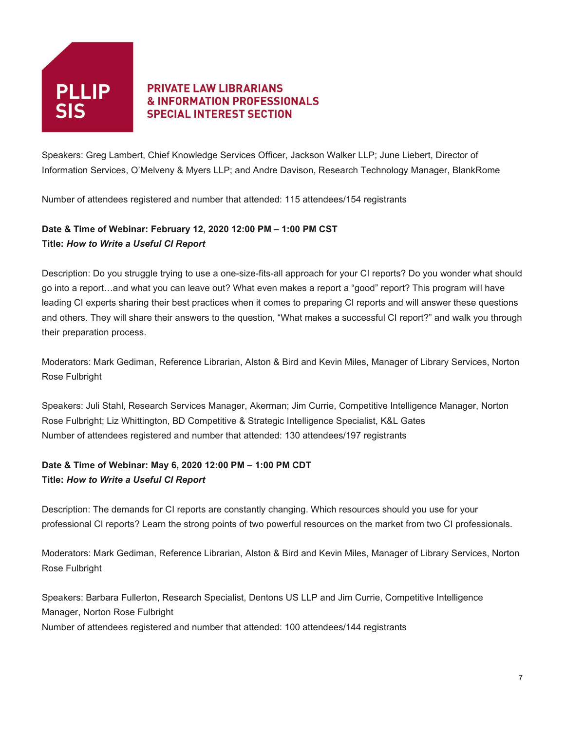Speakers: Greg Lambert, Chief Knowledge Services Officer, Jackson Walker LLP; June Liebert, Director of Information Services, O'Melveny & Myers LLP; and Andre Davison, Research Technology Manager, BlankRome

Number of attendees registered and number that attended: 115 attendees/154 registrants

**Date & Time of Webinar: February 12, 2020 12:00 PM – 1:00 PM CST**
**Title: *How to Write a Useful CI Report***

Description: Do you struggle trying to use a one-size-fits-all approach for your CI reports? Do you wonder what should go into a report…and what you can leave out? What even makes a report a "good" report? This program will have leading CI experts sharing their best practices when it comes to preparing CI reports and will answer these questions and others. They will share their answers to the question, "What makes a successful CI report?" and walk you through their preparation process.

Moderators: Mark Gediman, Reference Librarian, Alston & Bird and Kevin Miles, Manager of Library Services, Norton Rose Fulbright

Speakers: Juli Stahl, Research Services Manager, Akerman; Jim Currie, Competitive Intelligence Manager, Norton Rose Fulbright; Liz Whittington, BD Competitive & Strategic Intelligence Specialist, K&L Gates
Number of attendees registered and number that attended: 130 attendees/197 registrants

**Date & Time of Webinar: May 6, 2020 12:00 PM – 1:00 PM CDT**
**Title: *How to Write a Useful CI Report***

Description: The demands for CI reports are constantly changing. Which resources should you use for your professional CI reports? Learn the strong points of two powerful resources on the market from two CI professionals.

Moderators: Mark Gediman, Reference Librarian, Alston & Bird and Kevin Miles, Manager of Library Services, Norton Rose Fulbright

Speakers: Barbara Fullerton, Research Specialist, Dentons US LLP and Jim Currie, Competitive Intelligence Manager, Norton Rose Fulbright
Number of attendees registered and number that attended: 100 attendees/144 registrants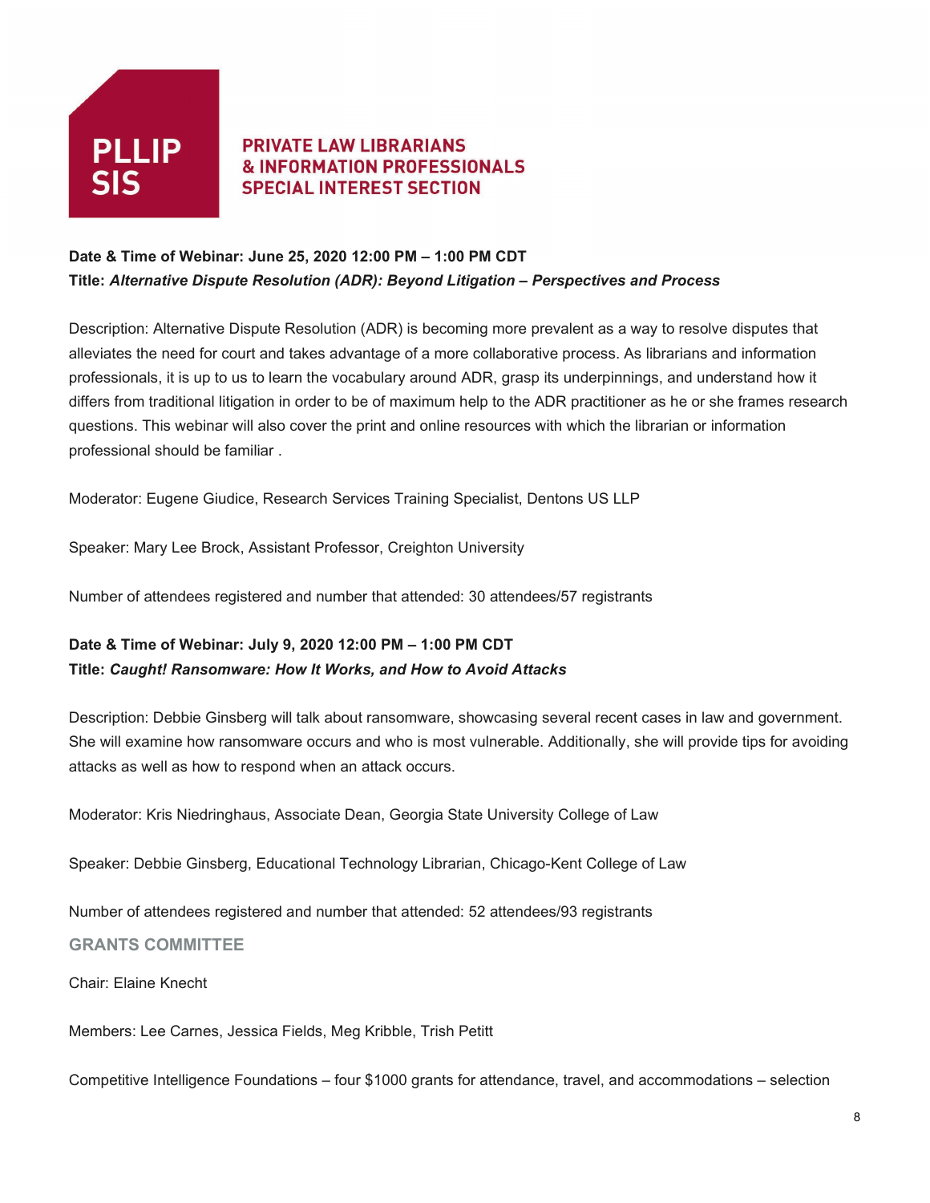**PLLIP SIS** — PRIVATE LAW LIBRARIANS & INFORMATION PROFESSIONALS SPECIAL INTEREST SECTION

**Date & Time of Webinar: June 25, 2020 12:00 PM – 1:00 PM CDT**
**Title:** ***Alternative Dispute Resolution (ADR): Beyond Litigation – Perspectives and Process***

Description: Alternative Dispute Resolution (ADR) is becoming more prevalent as a way to resolve disputes that alleviates the need for court and takes advantage of a more collaborative process. As librarians and information professionals, it is up to us to learn the vocabulary around ADR, grasp its underpinnings, and understand how it differs from traditional litigation in order to be of maximum help to the ADR practitioner as he or she frames research questions. This webinar will also cover the print and online resources with which the librarian or information professional should be familiar .

Moderator: Eugene Giudice, Research Services Training Specialist, Dentons US LLP

Speaker: Mary Lee Brock, Assistant Professor, Creighton University

Number of attendees registered and number that attended: 30 attendees/57 registrants

**Date & Time of Webinar: July 9, 2020 12:00 PM – 1:00 PM CDT**
**Title:** ***Caught! Ransomware: How It Works, and How to Avoid Attacks***

Description: Debbie Ginsberg will talk about ransomware, showcasing several recent cases in law and government. She will examine how ransomware occurs and who is most vulnerable. Additionally, she will provide tips for avoiding attacks as well as how to respond when an attack occurs.

Moderator: Kris Niedringhaus, Associate Dean, Georgia State University College of Law

Speaker: Debbie Ginsberg, Educational Technology Librarian, Chicago-Kent College of Law

Number of attendees registered and number that attended: 52 attendees/93 registrants

## GRANTS COMMITTEE

Chair: Elaine Knecht

Members: Lee Carnes, Jessica Fields, Meg Kribble, Trish Petitt

Competitive Intelligence Foundations – four $1000 grants for attendance, travel, and accommodations – selection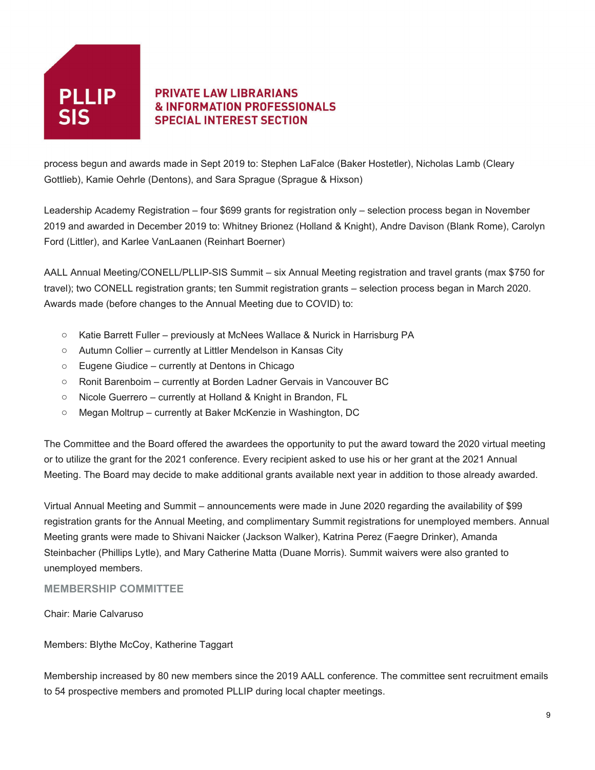process begun and awards made in Sept 2019 to: Stephen LaFalce (Baker Hostetler), Nicholas Lamb (Cleary Gottlieb), Kamie Oehrle (Dentons), and Sara Sprague (Sprague & Hixson)

Leadership Academy Registration – four $699 grants for registration only – selection process began in November 2019 and awarded in December 2019 to: Whitney Brionez (Holland & Knight), Andre Davison (Blank Rome), Carolyn Ford (Littler), and Karlee VanLaanen (Reinhart Boerner)

AALL Annual Meeting/CONELL/PLLIP-SIS Summit – six Annual Meeting registration and travel grants (max $750 for travel); two CONELL registration grants; ten Summit registration grants – selection process began in March 2020. Awards made (before changes to the Annual Meeting due to COVID) to:

- Katie Barrett Fuller – previously at McNees Wallace & Nurick in Harrisburg PA
- Autumn Collier – currently at Littler Mendelson in Kansas City
- Eugene Giudice – currently at Dentons in Chicago
- Ronit Barenboim – currently at Borden Ladner Gervais in Vancouver BC
- Nicole Guerrero – currently at Holland & Knight in Brandon, FL
- Megan Moltrup – currently at Baker McKenzie in Washington, DC

The Committee and the Board offered the awardees the opportunity to put the award toward the 2020 virtual meeting or to utilize the grant for the 2021 conference. Every recipient asked to use his or her grant at the 2021 Annual Meeting. The Board may decide to make additional grants available next year in addition to those already awarded.

Virtual Annual Meeting and Summit – announcements were made in June 2020 regarding the availability of $99 registration grants for the Annual Meeting, and complimentary Summit registrations for unemployed members. Annual Meeting grants were made to Shivani Naicker (Jackson Walker), Katrina Perez (Faegre Drinker), Amanda Steinbacher (Phillips Lytle), and Mary Catherine Matta (Duane Morris). Summit waivers were also granted to unemployed members.

### MEMBERSHIP COMMITTEE

Chair: Marie Calvaruso

Members: Blythe McCoy, Katherine Taggart

Membership increased by 80 new members since the 2019 AALL conference. The committee sent recruitment emails to 54 prospective members and promoted PLLIP during local chapter meetings.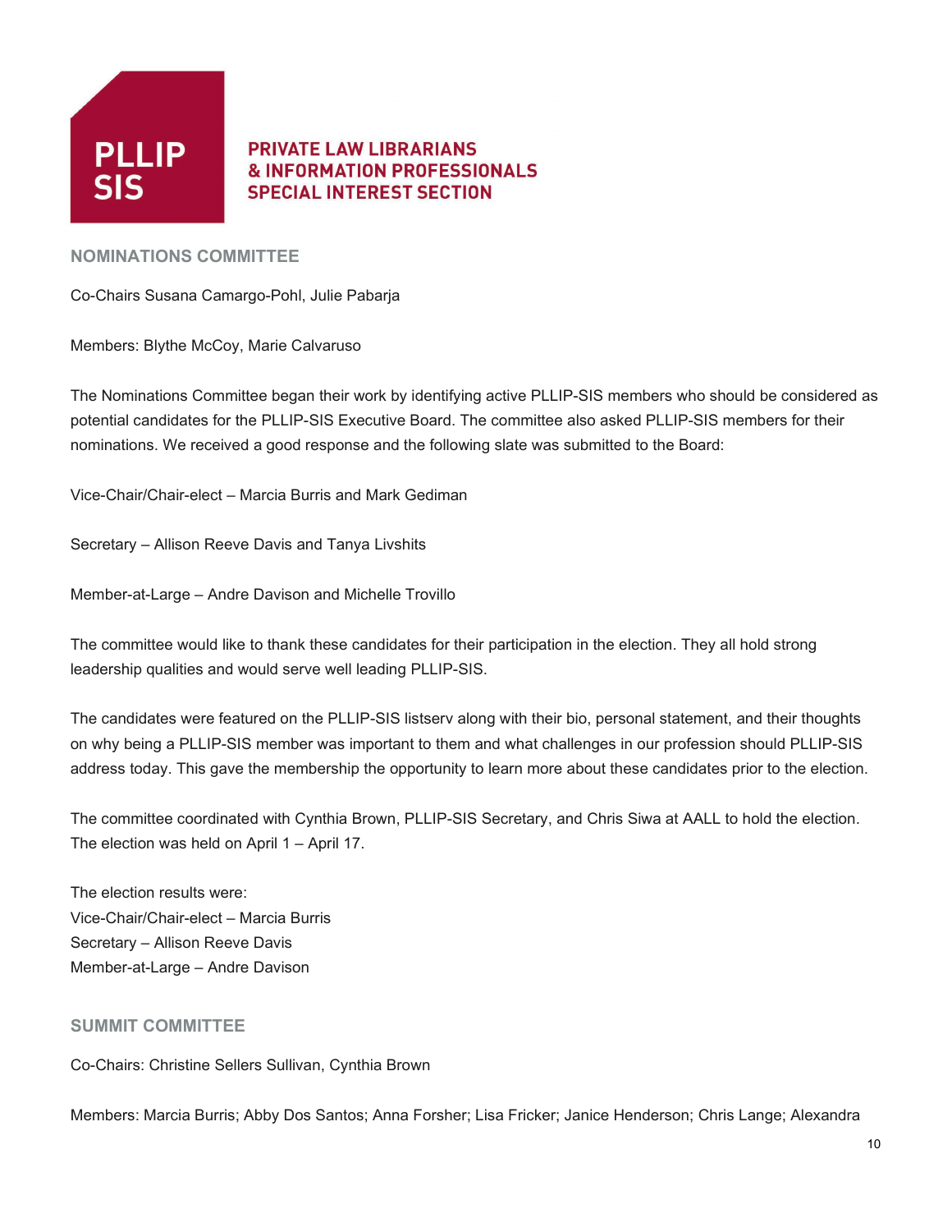## NOMINATIONS COMMITTEE

Co-Chairs Susana Camargo-Pohl, Julie Pabarja

Members: Blythe McCoy, Marie Calvaruso

The Nominations Committee began their work by identifying active PLLIP-SIS members who should be considered as potential candidates for the PLLIP-SIS Executive Board. The committee also asked PLLIP-SIS members for their nominations. We received a good response and the following slate was submitted to the Board:

Vice-Chair/Chair-elect – Marcia Burris and Mark Gediman

Secretary – Allison Reeve Davis and Tanya Livshits

Member-at-Large – Andre Davison and Michelle Trovillo

The committee would like to thank these candidates for their participation in the election. They all hold strong leadership qualities and would serve well leading PLLIP-SIS.

The candidates were featured on the PLLIP-SIS listserv along with their bio, personal statement, and their thoughts on why being a PLLIP-SIS member was important to them and what challenges in our profession should PLLIP-SIS address today. This gave the membership the opportunity to learn more about these candidates prior to the election.

The committee coordinated with Cynthia Brown, PLLIP-SIS Secretary, and Chris Siwa at AALL to hold the election. The election was held on April 1 – April 17.

The election results were:
Vice-Chair/Chair-elect – Marcia Burris
Secretary – Allison Reeve Davis
Member-at-Large – Andre Davison

## SUMMIT COMMITTEE

Co-Chairs: Christine Sellers Sullivan, Cynthia Brown

Members: Marcia Burris; Abby Dos Santos; Anna Forsher; Lisa Fricker; Janice Henderson; Chris Lange; Alexandra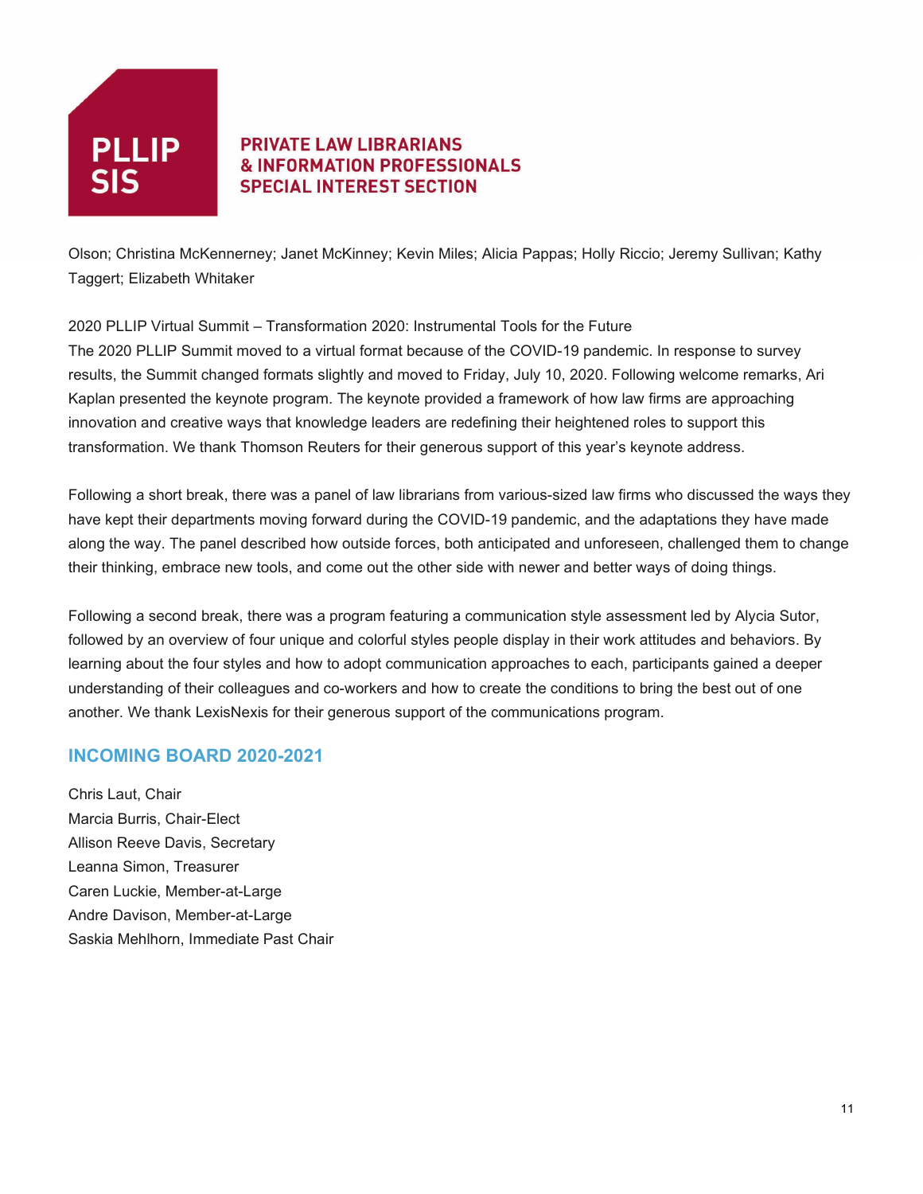Olson; Christina McKennerney; Janet McKinney; Kevin Miles; Alicia Pappas; Holly Riccio; Jeremy Sullivan; Kathy Taggert; Elizabeth Whitaker

2020 PLLIP Virtual Summit – Transformation 2020: Instrumental Tools for the Future

The 2020 PLLIP Summit moved to a virtual format because of the COVID-19 pandemic. In response to survey results, the Summit changed formats slightly and moved to Friday, July 10, 2020. Following welcome remarks, Ari Kaplan presented the keynote program. The keynote provided a framework of how law firms are approaching innovation and creative ways that knowledge leaders are redefining their heightened roles to support this transformation. We thank Thomson Reuters for their generous support of this year's keynote address.

Following a short break, there was a panel of law librarians from various-sized law firms who discussed the ways they have kept their departments moving forward during the COVID-19 pandemic, and the adaptations they have made along the way. The panel described how outside forces, both anticipated and unforeseen, challenged them to change their thinking, embrace new tools, and come out the other side with newer and better ways of doing things.

Following a second break, there was a program featuring a communication style assessment led by Alycia Sutor, followed by an overview of four unique and colorful styles people display in their work attitudes and behaviors. By learning about the four styles and how to adopt communication approaches to each, participants gained a deeper understanding of their colleagues and co-workers and how to create the conditions to bring the best out of one another. We thank LexisNexis for their generous support of the communications program.

## INCOMING BOARD 2020-2021

Chris Laut, Chair
Marcia Burris, Chair-Elect
Allison Reeve Davis, Secretary
Leanna Simon, Treasurer
Caren Luckie, Member-at-Large
Andre Davison, Member-at-Large
Saskia Mehlhorn, Immediate Past Chair